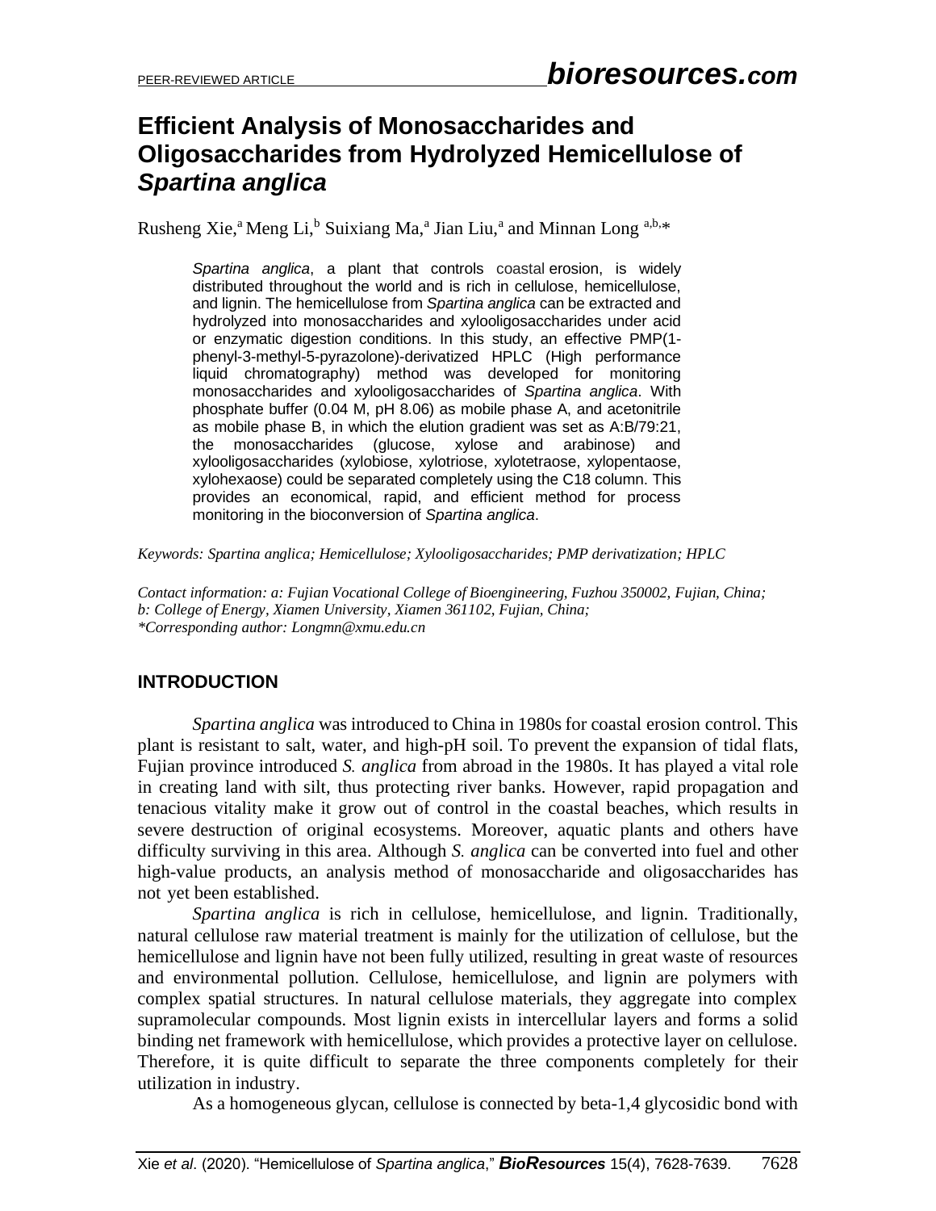# Efficient Analysis of Monosaccharides and Oligosaccharides from Hydrolyzed Hemicellulose of *Spartina anglica*

Rusheng Xie,[a] Meng Li,[b] Suixiang Ma,[a] Jian Liu,[a] and Minnan Long [a,b,*]

*Spartina anglica*, a plant that controls coastal erosion, is widely distributed throughout the world and is rich in cellulose, hemicellulose, and lignin. The hemicellulose from *Spartina anglica* can be extracted and hydrolyzed into monosaccharides and xylooligosaccharides under acid or enzymatic digestion conditions. In this study, an effective PMP(1-phenyl-3-methyl-5-pyrazolone)-derivatized HPLC (High performance liquid chromatography) method was developed for monitoring monosaccharides and xylooligosaccharides of *Spartina anglica*. With phosphate buffer (0.04 M, pH 8.06) as mobile phase A, and acetonitrile as mobile phase B, in which the elution gradient was set as A:B/79:21, the monosaccharides (glucose, xylose and arabinose) and xylooligosaccharides (xylobiose, xylotriose, xylotetraose, xylopentaose, xylohexaose) could be separated completely using the C18 column. This provides an economical, rapid, and efficient method for process monitoring in the bioconversion of *Spartina anglica*.

*Keywords: Spartina anglica; Hemicellulose; Xylooligosaccharides; PMP derivatization; HPLC*

*Contact information: a: Fujian Vocational College of Bioengineering, Fuzhou 350002, Fujian, China; b: College of Energy, Xiamen University, Xiamen 361102, Fujian, China; \*Corresponding author: Longmn@xmu.edu.cn*

## INTRODUCTION

*Spartina anglica* was introduced to China in 1980s for coastal erosion control. This plant is resistant to salt, water, and high-pH soil. To prevent the expansion of tidal flats, Fujian province introduced *S. anglica* from abroad in the 1980s. It has played a vital role in creating land with silt, thus protecting river banks. However, rapid propagation and tenacious vitality make it grow out of control in the coastal beaches, which results in severe destruction of original ecosystems. Moreover, aquatic plants and others have difficulty surviving in this area. Although *S. anglica* can be converted into fuel and other high-value products, an analysis method of monosaccharide and oligosaccharides has not yet been established.

*Spartina anglica* is rich in cellulose, hemicellulose, and lignin. Traditionally, natural cellulose raw material treatment is mainly for the utilization of cellulose, but the hemicellulose and lignin have not been fully utilized, resulting in great waste of resources and environmental pollution. Cellulose, hemicellulose, and lignin are polymers with complex spatial structures. In natural cellulose materials, they aggregate into complex supramolecular compounds. Most lignin exists in intercellular layers and forms a solid binding net framework with hemicellulose, which provides a protective layer on cellulose. Therefore, it is quite difficult to separate the three components completely for their utilization in industry.

As a homogeneous glycan, cellulose is connected by beta-1,4 glycosidic bond with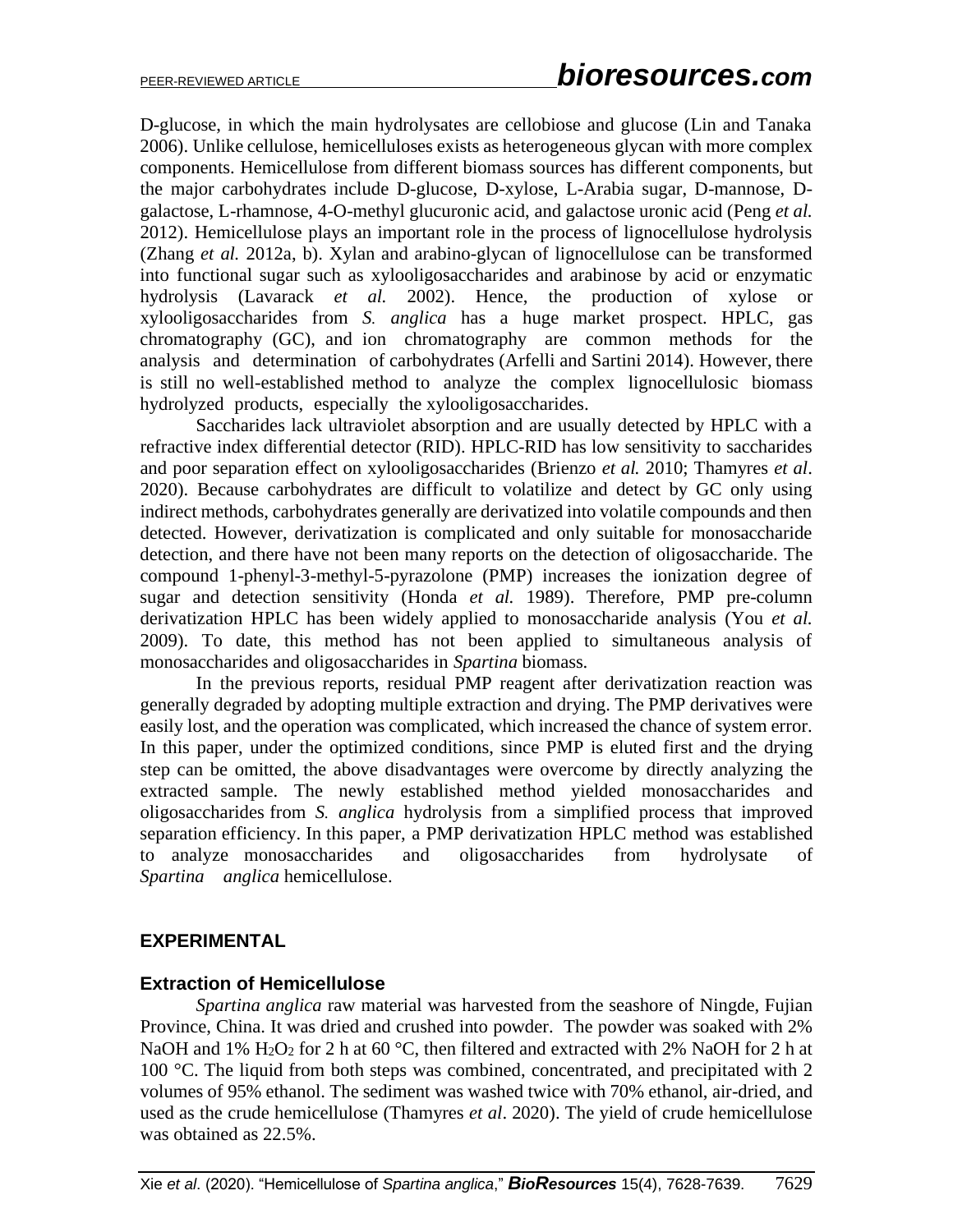D-glucose, in which the main hydrolysates are cellobiose and glucose (Lin and Tanaka 2006). Unlike cellulose, hemicelluloses exists as heterogeneous glycan with more complex components. Hemicellulose from different biomass sources has different components, but the major carbohydrates include D-glucose, D-xylose, L-Arabia sugar, D-mannose, D-galactose, L-rhamnose, 4-O-methyl glucuronic acid, and galactose uronic acid (Peng *et al.* 2012). Hemicellulose plays an important role in the process of lignocellulose hydrolysis (Zhang *et al.* 2012a, b). Xylan and arabino-glycan of lignocellulose can be transformed into functional sugar such as xylooligosaccharides and arabinose by acid or enzymatic hydrolysis (Lavarack *et al.* 2002). Hence, the production of xylose or xylooligosaccharides from *S. anglica* has a huge market prospect. HPLC, gas chromatography (GC), and ion chromatography are common methods for the analysis and determination of carbohydrates (Arfelli and Sartini 2014). However, there is still no well-established method to analyze the complex lignocellulosic biomass hydrolyzed products, especially the xylooligosaccharides.

Saccharides lack ultraviolet absorption and are usually detected by HPLC with a refractive index differential detector (RID). HPLC-RID has low sensitivity to saccharides and poor separation effect on xylooligosaccharides (Brienzo *et al.* 2010; Thamyres *et al*. 2020). Because carbohydrates are difficult to volatilize and detect by GC only using indirect methods, carbohydrates generally are derivatized into volatile compounds and then detected. However, derivatization is complicated and only suitable for monosaccharide detection, and there have not been many reports on the detection of oligosaccharide. The compound 1-phenyl-3-methyl-5-pyrazolone (PMP) increases the ionization degree of sugar and detection sensitivity (Honda *et al.* 1989). Therefore, PMP pre-column derivatization HPLC has been widely applied to monosaccharide analysis (You *et al.* 2009). To date, this method has not been applied to simultaneous analysis of monosaccharides and oligosaccharides in *Spartina* biomass.

In the previous reports, residual PMP reagent after derivatization reaction was generally degraded by adopting multiple extraction and drying. The PMP derivatives were easily lost, and the operation was complicated, which increased the chance of system error. In this paper, under the optimized conditions, since PMP is eluted first and the drying step can be omitted, the above disadvantages were overcome by directly analyzing the extracted sample. The newly established method yielded monosaccharides and oligosaccharides from *S. anglica* hydrolysis from a simplified process that improved separation efficiency. In this paper, a PMP derivatization HPLC method was established to analyze monosaccharides and oligosaccharides from hydrolysate of *Spartina anglica* hemicellulose.

## EXPERIMENTAL

### Extraction of Hemicellulose

*Spartina anglica* raw material was harvested from the seashore of Ningde, Fujian Province, China. It was dried and crushed into powder. The powder was soaked with 2% NaOH and 1% $H_2O_2$ for 2 h at 60 °C, then filtered and extracted with 2% NaOH for 2 h at 100 °C. The liquid from both steps was combined, concentrated, and precipitated with 2 volumes of 95% ethanol. The sediment was washed twice with 70% ethanol, air-dried, and used as the crude hemicellulose (Thamyres *et al*. 2020). The yield of crude hemicellulose was obtained as 22.5%.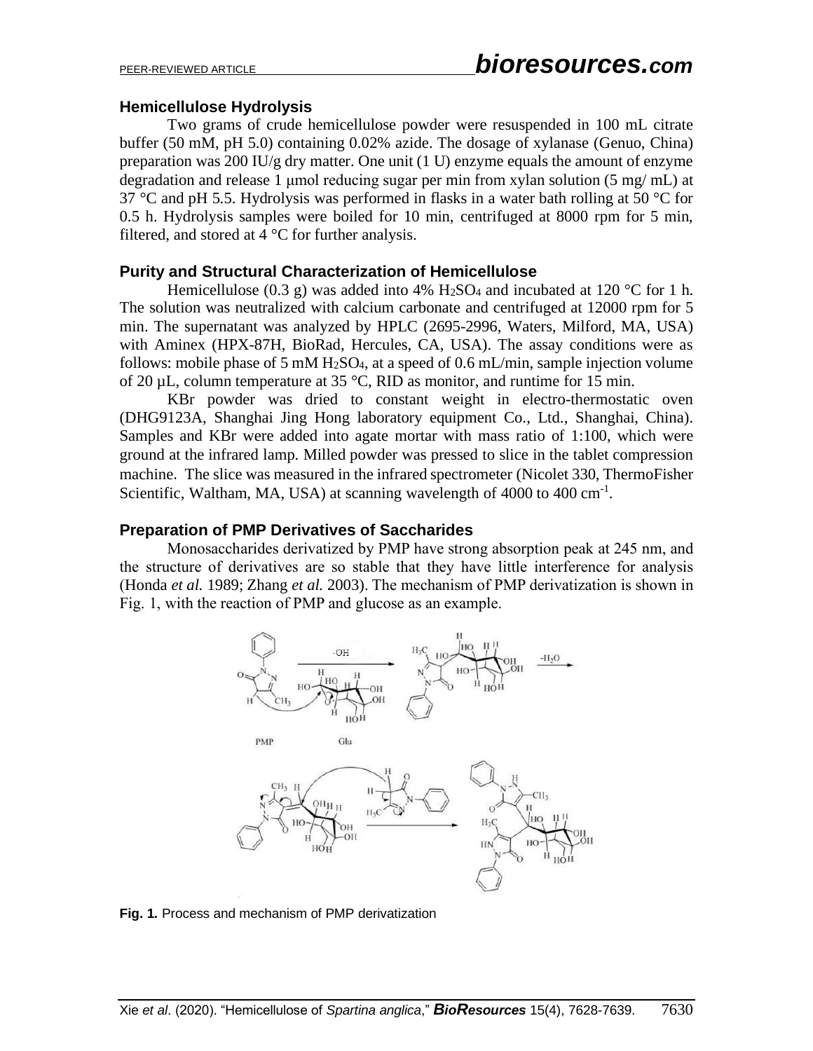### Hemicellulose Hydrolysis

Two grams of crude hemicellulose powder were resuspended in 100 mL citrate buffer (50 mM, pH 5.0) containing 0.02% azide. The dosage of xylanase (Genuo, China) preparation was 200 IU/g dry matter. One unit (1 U) enzyme equals the amount of enzyme degradation and release 1 μmol reducing sugar per min from xylan solution (5 mg/ mL) at 37 °C and pH 5.5. Hydrolysis was performed in flasks in a water bath rolling at 50 °C for 0.5 h. Hydrolysis samples were boiled for 10 min, centrifuged at 8000 rpm for 5 min, filtered, and stored at 4 °C for further analysis.

### Purity and Structural Characterization of Hemicellulose

Hemicellulose (0.3 g) was added into 4% $H_2SO_4$ and incubated at 120 °C for 1 h. The solution was neutralized with calcium carbonate and centrifuged at 12000 rpm for 5 min. The supernatant was analyzed by HPLC (2695-2996, Waters, Milford, MA, USA) with Aminex (HPX-87H, BioRad, Hercules, CA, USA). The assay conditions were as follows: mobile phase of 5 mM $H_2SO_4$, at a speed of 0.6 mL/min, sample injection volume of 20 µL, column temperature at 35 °C, RID as monitor, and runtime for 15 min.

KBr powder was dried to constant weight in electro-thermostatic oven (DHG9123A, Shanghai Jing Hong laboratory equipment Co., Ltd., Shanghai, China). Samples and KBr were added into agate mortar with mass ratio of 1:100, which were ground at the infrared lamp. Milled powder was pressed to slice in the tablet compression machine. The slice was measured in the infrared spectrometer (Nicolet 330, ThermoFisher Scientific, Waltham, MA, USA) at scanning wavelength of 4000 to 400 cm$^{-1}$.

### Preparation of PMP Derivatives of Saccharides

Monosaccharides derivatized by PMP have strong absorption peak at 245 nm, and the structure of derivatives are so stable that they have little interference for analysis (Honda *et al.* 1989; Zhang *et al.* 2003). The mechanism of PMP derivatization is shown in Fig. 1, with the reaction of PMP and glucose as an example.

**Fig. 1.** Process and mechanism of PMP derivatization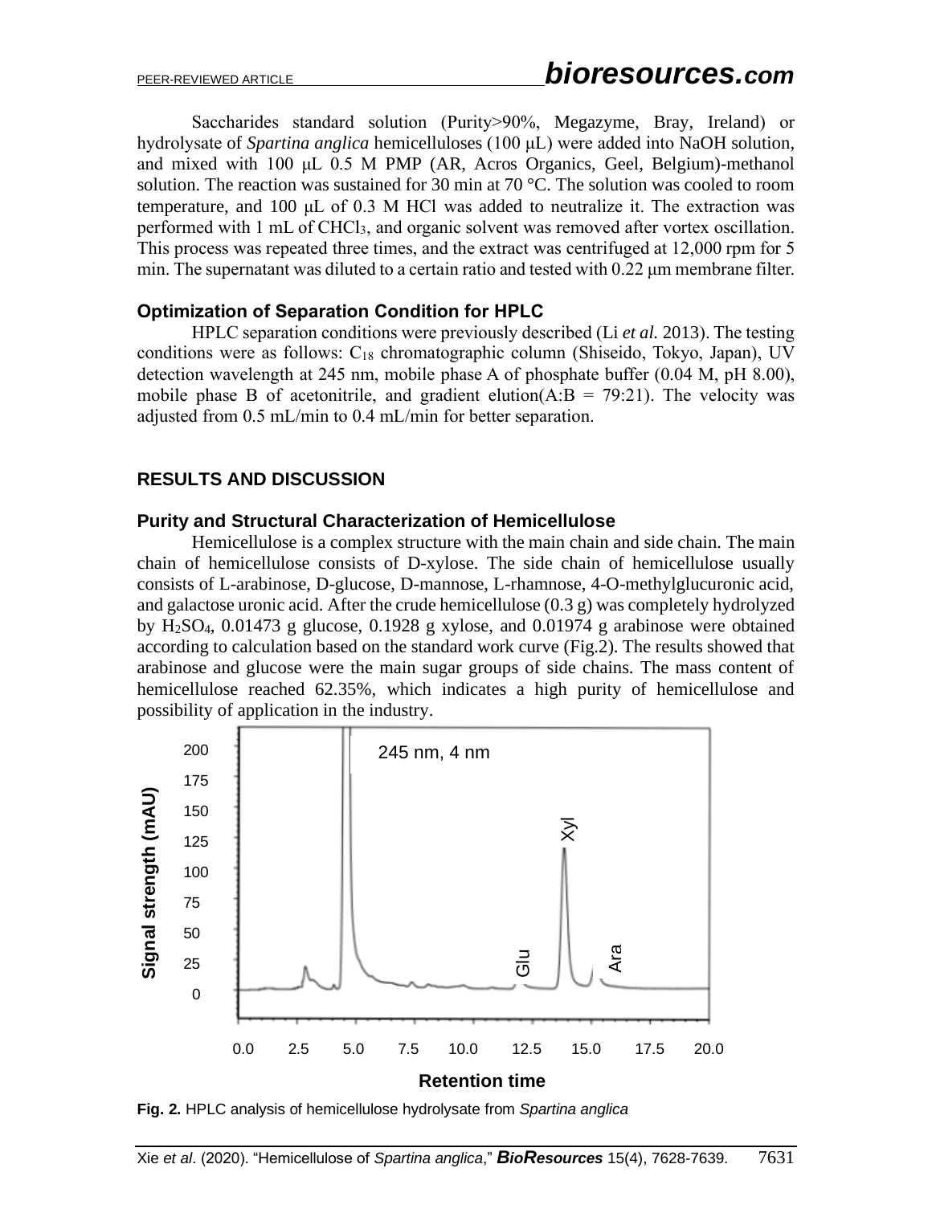Saccharides standard solution (Purity>90%, Megazyme, Bray, Ireland) or hydrolysate of *Spartina anglica* hemicelluloses (100 μL) were added into NaOH solution, and mixed with 100 μL 0.5 M PMP (AR, Acros Organics, Geel, Belgium)-methanol solution. The reaction was sustained for 30 min at 70 °C. The solution was cooled to room temperature, and 100 μL of 0.3 M HCl was added to neutralize it. The extraction was performed with 1 mL of $CHCl_3$, and organic solvent was removed after vortex oscillation. This process was repeated three times, and the extract was centrifuged at 12,000 rpm for 5 min. The supernatant was diluted to a certain ratio and tested with 0.22 μm membrane filter.

### Optimization of Separation Condition for HPLC

HPLC separation conditions were previously described (Li *et al.* 2013). The testing conditions were as follows: $C_{18}$ chromatographic column (Shiseido, Tokyo, Japan), UV detection wavelength at 245 nm, mobile phase A of phosphate buffer (0.04 M, pH 8.00), mobile phase B of acetonitrile, and gradient elution(A:B = 79:21). The velocity was adjusted from 0.5 mL/min to 0.4 mL/min for better separation.

## RESULTS AND DISCUSSION

### Purity and Structural Characterization of Hemicellulose

Hemicellulose is a complex structure with the main chain and side chain. The main chain of hemicellulose consists of D-xylose. The side chain of hemicellulose usually consists of L-arabinose, D-glucose, D-mannose, L-rhamnose, 4-O-methylglucuronic acid, and galactose uronic acid. After the crude hemicellulose (0.3 g) was completely hydrolyzed by $H_2SO_4$, 0.01473 g glucose, 0.1928 g xylose, and 0.01974 g arabinose were obtained according to calculation based on the standard work curve (Fig.2). The results showed that arabinose and glucose were the main sugar groups of side chains. The mass content of hemicellulose reached 62.35%, which indicates a high purity of hemicellulose and possibility of application in the industry.

**Fig. 2.** HPLC analysis of hemicellulose hydrolysate from *Spartina anglica*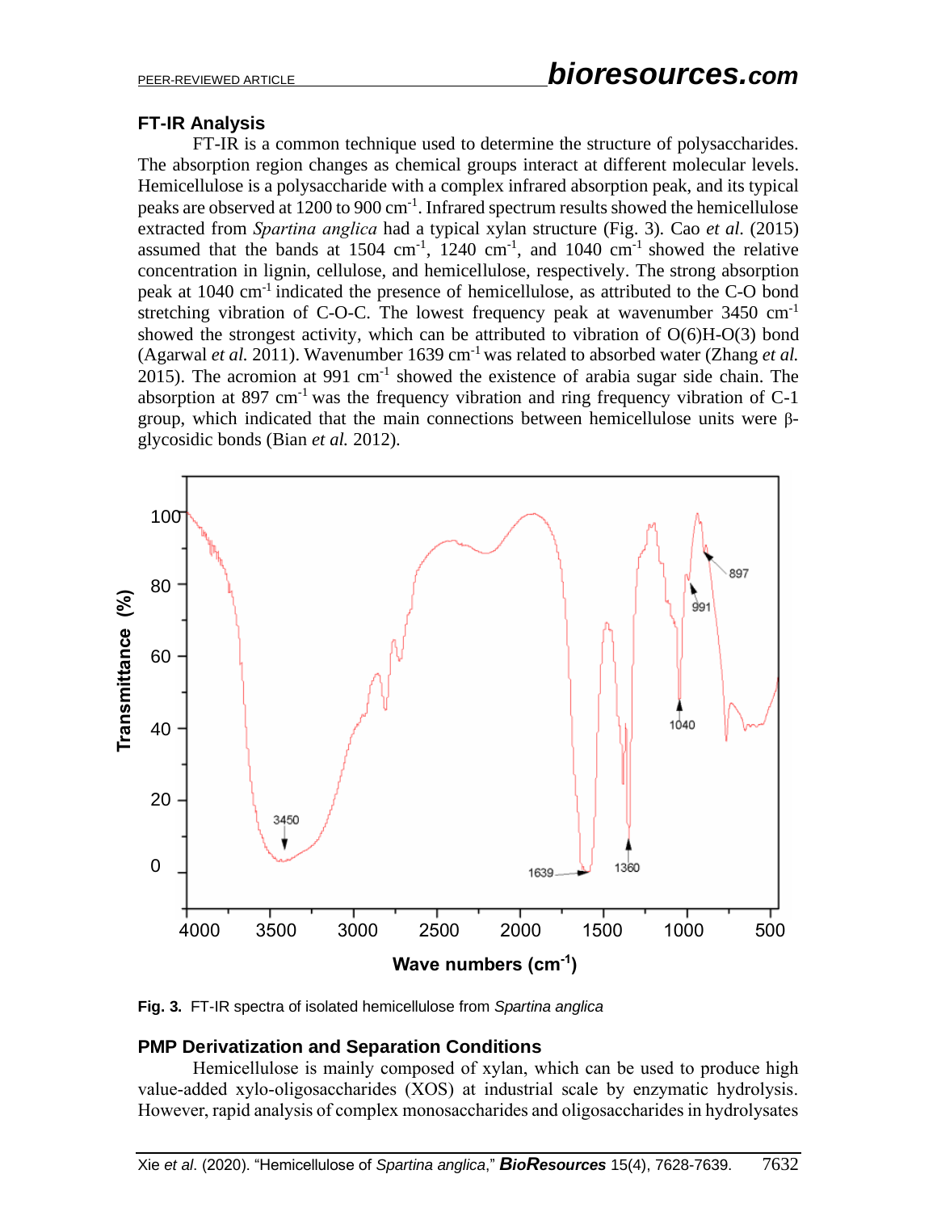## FT-IR Analysis

FT-IR is a common technique used to determine the structure of polysaccharides. The absorption region changes as chemical groups interact at different molecular levels. Hemicellulose is a polysaccharide with a complex infrared absorption peak, and its typical peaks are observed at 1200 to 900 $cm^{-1}$. Infrared spectrum results showed the hemicellulose extracted from *Spartina anglica* had a typical xylan structure (Fig. 3). Cao *et al.* (2015) assumed that the bands at 1504 $cm^{-1}$, 1240 $cm^{-1}$, and 1040 $cm^{-1}$ showed the relative concentration in lignin, cellulose, and hemicellulose, respectively. The strong absorption peak at 1040 $cm^{-1}$ indicated the presence of hemicellulose, as attributed to the C-O bond stretching vibration of C-O-C. The lowest frequency peak at wavenumber 3450 $cm^{-1}$ showed the strongest activity, which can be attributed to vibration of O(6)H-O(3) bond (Agarwal *et al.* 2011). Wavenumber 1639 $cm^{-1}$ was related to absorbed water (Zhang *et al.* 2015). The acromion at 991 $cm^{-1}$ showed the existence of arabia sugar side chain. The absorption at 897 $cm^{-1}$ was the frequency vibration and ring frequency vibration of C-1 group, which indicated that the main connections between hemicellulose units were β-glycosidic bonds (Bian *et al.* 2012).

**Fig. 3.** FT-IR spectra of isolated hemicellulose from *Spartina anglica*

## PMP Derivatization and Separation Conditions

Hemicellulose is mainly composed of xylan, which can be used to produce high value-added xylo-oligosaccharides (XOS) at industrial scale by enzymatic hydrolysis. However, rapid analysis of complex monosaccharides and oligosaccharides in hydrolysates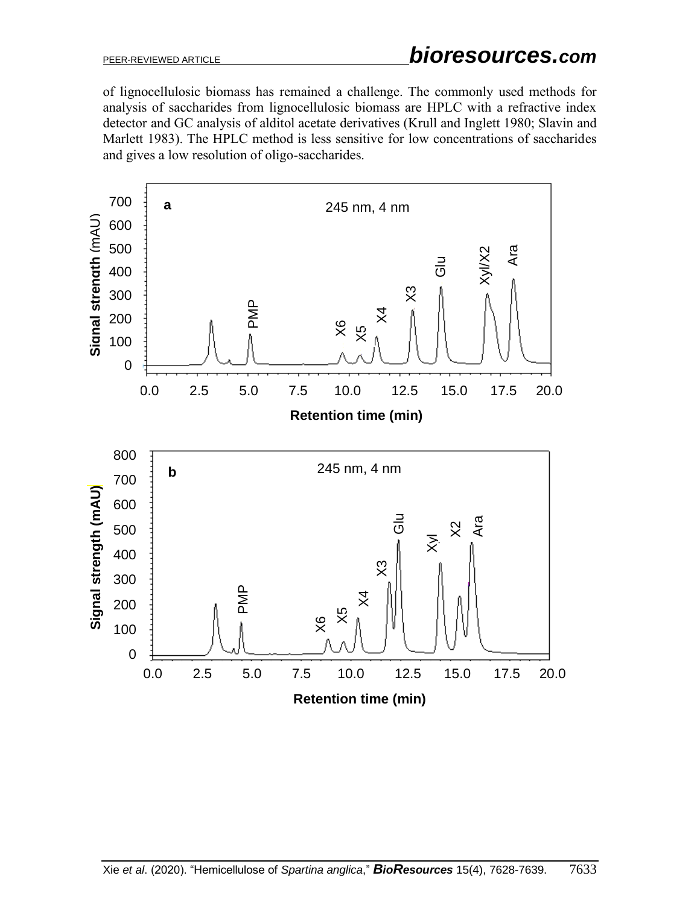of lignocellulosic biomass has remained a challenge. The commonly used methods for analysis of saccharides from lignocellulosic biomass are HPLC with a refractive index detector and GC analysis of alditol acetate derivatives (Krull and Inglett 1980; Slavin and Marlett 1983). The HPLC method is less sensitive for low concentrations of saccharides and gives a low resolution of oligo-saccharides.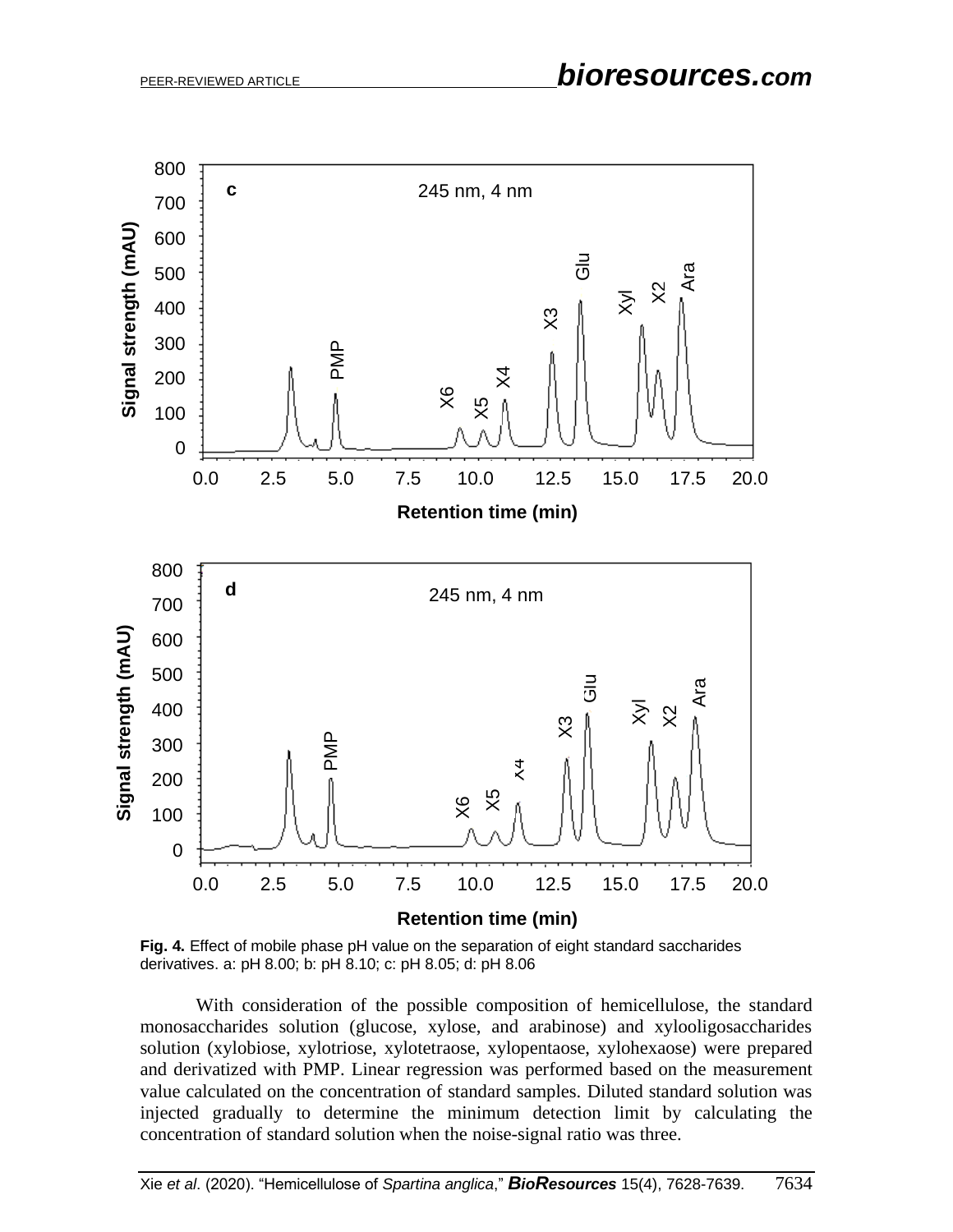**Fig. 4.** Effect of mobile phase pH value on the separation of eight standard saccharides derivatives. a: pH 8.00; b: pH 8.10; c: pH 8.05; d: pH 8.06

With consideration of the possible composition of hemicellulose, the standard monosaccharides solution (glucose, xylose, and arabinose) and xylooligosaccharides solution (xylobiose, xylotriose, xylotetraose, xylopentaose, xylohexaose) were prepared and derivatized with PMP. Linear regression was performed based on the measurement value calculated on the concentration of standard samples. Diluted standard solution was injected gradually to determine the minimum detection limit by calculating the concentration of standard solution when the noise-signal ratio was three.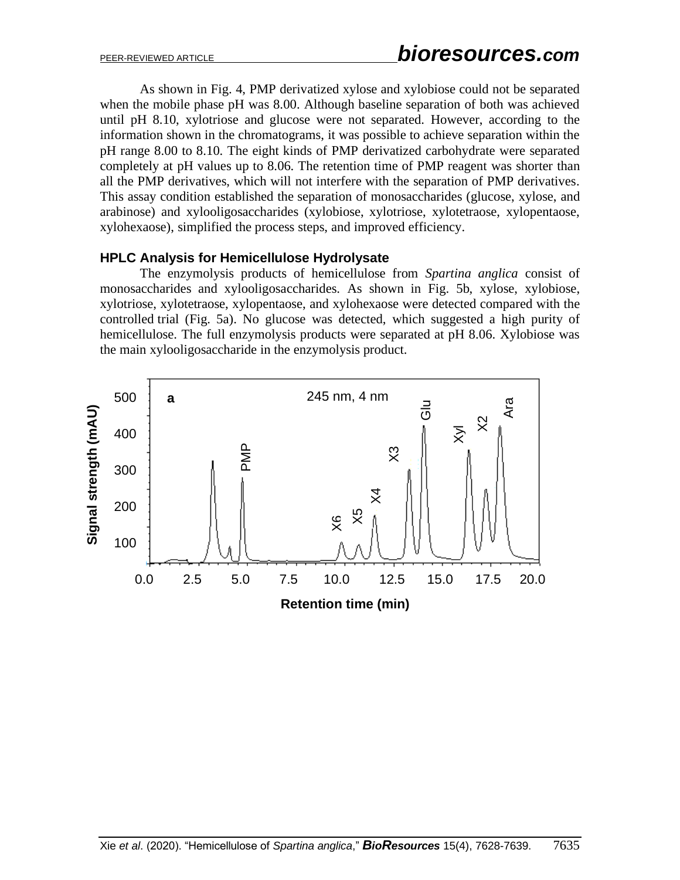As shown in Fig. 4, PMP derivatized xylose and xylobiose could not be separated when the mobile phase pH was 8.00. Although baseline separation of both was achieved until pH 8.10, xylotriose and glucose were not separated. However, according to the information shown in the chromatograms, it was possible to achieve separation within the pH range 8.00 to 8.10. The eight kinds of PMP derivatized carbohydrate were separated completely at pH values up to 8.06. The retention time of PMP reagent was shorter than all the PMP derivatives, which will not interfere with the separation of PMP derivatives. This assay condition established the separation of monosaccharides (glucose, xylose, and arabinose) and xylooligosaccharides (xylobiose, xylotriose, xylotetraose, xylopentaose, xylohexaose), simplified the process steps, and improved efficiency.

### HPLC Analysis for Hemicellulose Hydrolysate

The enzymolysis products of hemicellulose from *Spartina anglica* consist of monosaccharides and xylooligosaccharides. As shown in Fig. 5b, xylose, xylobiose, xylotriose, xylotetraose, xylopentaose, and xylohexaose were detected compared with the controlled trial (Fig. 5a). No glucose was detected, which suggested a high purity of hemicellulose. The full enzymolysis products were separated at pH 8.06. Xylobiose was the main xylooligosaccharide in the enzymolysis product.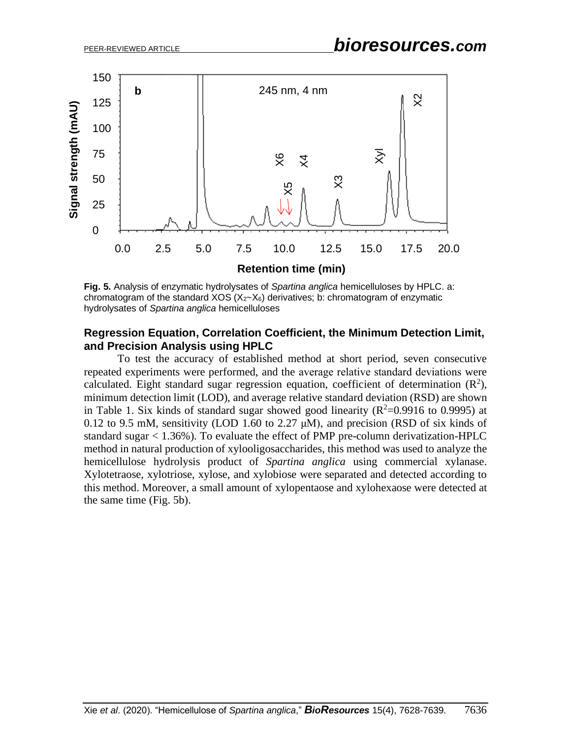**Fig. 5.** Analysis of enzymatic hydrolysates of *Spartina anglica* hemicelluloses by HPLC. a: chromatogram of the standard XOS ($X_2$~$X_6$) derivatives; b: chromatogram of enzymatic hydrolysates of *Spartina anglica* hemicelluloses

### Regression Equation, Correlation Coefficient, the Minimum Detection Limit, and Precision Analysis using HPLC

To test the accuracy of established method at short period, seven consecutive repeated experiments were performed, and the average relative standard deviations were calculated. Eight standard sugar regression equation, coefficient of determination ($R^2$), minimum detection limit (LOD), and average relative standard deviation (RSD) are shown in Table 1. Six kinds of standard sugar showed good linearity ($R^2$=0.9916 to 0.9995) at 0.12 to 9.5 mM, sensitivity (LOD 1.60 to 2.27 μM), and precision (RSD of six kinds of standard sugar < 1.36%). To evaluate the effect of PMP pre-column derivatization-HPLC method in natural production of xylooligosaccharides, this method was used to analyze the hemicellulose hydrolysis product of *Spartina anglica* using commercial xylanase. Xylotetraose, xylotriose, xylose, and xylobiose were separated and detected according to this method. Moreover, a small amount of xylopentaose and xylohexaose were detected at the same time (Fig. 5b).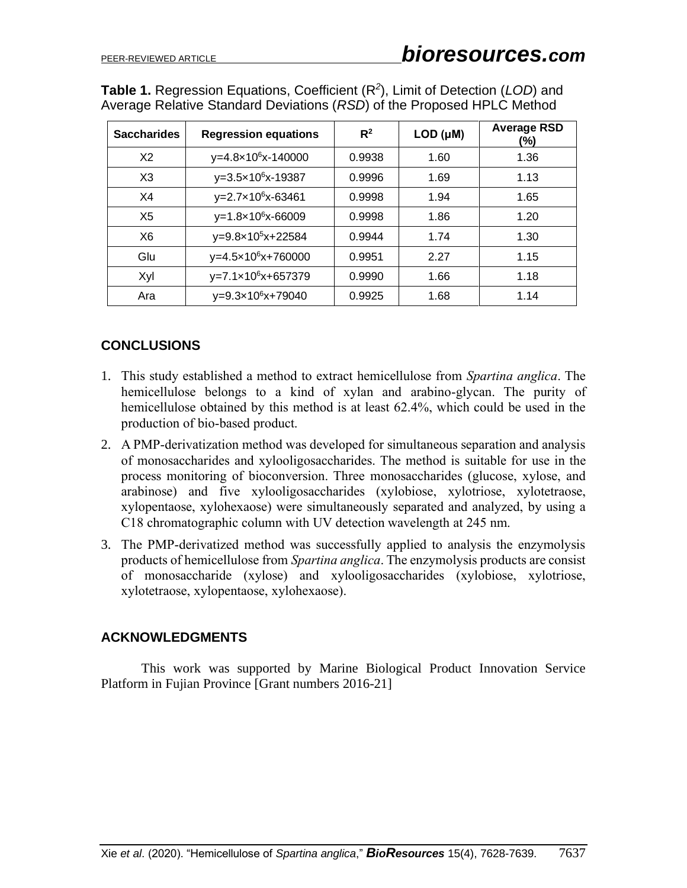**Table 1.** Regression Equations, Coefficient ($R^2$), Limit of Detection (*LOD*) and Average Relative Standard Deviations (*RSD*) of the Proposed HPLC Method

| Saccharides | Regression equations | $R^2$ | LOD (μM) | Average RSD (%) |
|---|---|---|---|---|
| X2 | $y=4.8\times10^6x-140000$ | 0.9938 | 1.60 | 1.36 |
| X3 | $y=3.5\times10^6x-19387$ | 0.9996 | 1.69 | 1.13 |
| X4 | $y=2.7\times10^6x-63461$ | 0.9998 | 1.94 | 1.65 |
| X5 | $y=1.8\times10^6x-66009$ | 0.9998 | 1.86 | 1.20 |
| X6 | $y=9.8\times10^5x+22584$ | 0.9944 | 1.74 | 1.30 |
| Glu | $y=4.5\times10^6x+760000$ | 0.9951 | 2.27 | 1.15 |
| Xyl | $y=7.1\times10^6x+657379$ | 0.9990 | 1.66 | 1.18 |
| Ara | $y=9.3\times10^6x+79040$ | 0.9925 | 1.68 | 1.14 |

## CONCLUSIONS

1. This study established a method to extract hemicellulose from *Spartina anglica*. The hemicellulose belongs to a kind of xylan and arabino-glycan. The purity of hemicellulose obtained by this method is at least 62.4%, which could be used in the production of bio-based product.
2. A PMP-derivatization method was developed for simultaneous separation and analysis of monosaccharides and xylooligosaccharides. The method is suitable for use in the process monitoring of bioconversion. Three monosaccharides (glucose, xylose, and arabinose) and five xylooligosaccharides (xylobiose, xylotriose, xylotetraose, xylopentaose, xylohexaose) were simultaneously separated and analyzed, by using a C18 chromatographic column with UV detection wavelength at 245 nm.
3. The PMP-derivatized method was successfully applied to analysis the enzymolysis products of hemicellulose from *Spartina anglica*. The enzymolysis products are consist of monosaccharide (xylose) and xylooligosaccharides (xylobiose, xylotriose, xylotetraose, xylopentaose, xylohexaose).

## ACKNOWLEDGMENTS

This work was supported by Marine Biological Product Innovation Service Platform in Fujian Province [Grant numbers 2016-21]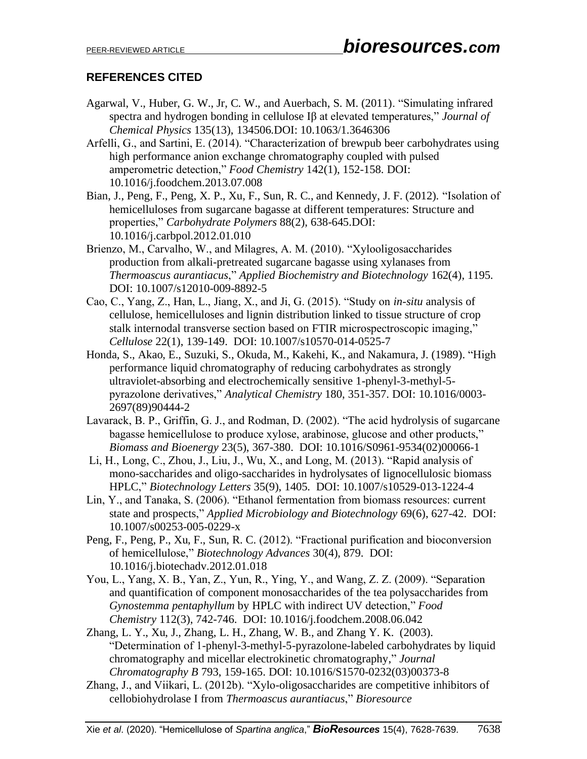## REFERENCES CITED

Agarwal, V., Huber, G. W., Jr, C. W., and Auerbach, S. M. (2011). "Simulating infrared spectra and hydrogen bonding in cellulose Iβ at elevated temperatures," *Journal of Chemical Physics* 135(13), 134506.DOI: 10.1063/1.3646306

Arfelli, G., and Sartini, E. (2014). "Characterization of brewpub beer carbohydrates using high performance anion exchange chromatography coupled with pulsed amperometric detection," *Food Chemistry* 142(1), 152-158. DOI: 10.1016/j.foodchem.2013.07.008

Bian, J., Peng, F., Peng, X. P., Xu, F., Sun, R. C., and Kennedy, J. F. (2012). "Isolation of hemicelluloses from sugarcane bagasse at different temperatures: Structure and properties," *Carbohydrate Polymers* 88(2), 638-645.DOI: 10.1016/j.carbpol.2012.01.010

Brienzo, M., Carvalho, W., and Milagres, A. M. (2010). "Xylooligosaccharides production from alkali-pretreated sugarcane bagasse using xylanases from *Thermoascus aurantiacus*," *Applied Biochemistry and Biotechnology* 162(4), 1195. DOI: 10.1007/s12010-009-8892-5

Cao, C., Yang, Z., Han, L., Jiang, X., and Ji, G. (2015). "Study on *in-situ* analysis of cellulose, hemicelluloses and lignin distribution linked to tissue structure of crop stalk internodal transverse section based on FTIR microspectroscopic imaging," *Cellulose* 22(1), 139-149. DOI: 10.1007/s10570-014-0525-7

Honda, S., Akao, E., Suzuki, S., Okuda, M., Kakehi, K., and Nakamura, J. (1989). "High performance liquid chromatography of reducing carbohydrates as strongly ultraviolet-absorbing and electrochemically sensitive 1-phenyl-3-methyl-5-pyrazolone derivatives," *Analytical Chemistry* 180, 351-357. DOI: 10.1016/0003-2697(89)90444-2

Lavarack, B. P., Griffin, G. J., and Rodman, D. (2002). "The acid hydrolysis of sugarcane bagasse hemicellulose to produce xylose, arabinose, glucose and other products," *Biomass and Bioenergy* 23(5), 367-380. DOI: 10.1016/S0961-9534(02)00066-1

Li, H., Long, C., Zhou, J., Liu, J., Wu, X., and Long, M. (2013). "Rapid analysis of mono-saccharides and oligo-saccharides in hydrolysates of lignocellulosic biomass HPLC," *Biotechnology Letters* 35(9), 1405. DOI: 10.1007/s10529-013-1224-4

Lin, Y., and Tanaka, S. (2006). "Ethanol fermentation from biomass resources: current state and prospects," *Applied Microbiology and Biotechnology* 69(6), 627-42. DOI: 10.1007/s00253-005-0229-x

Peng, F., Peng, P., Xu, F., Sun, R. C. (2012). "Fractional purification and bioconversion of hemicellulose," *Biotechnology Advances* 30(4), 879. DOI: 10.1016/j.biotechadv.2012.01.018

You, L., Yang, X. B., Yan, Z., Yun, R., Ying, Y., and Wang, Z. Z. (2009). "Separation and quantification of component monosaccharides of the tea polysaccharides from *Gynostemma pentaphyllum* by HPLC with indirect UV detection," *Food Chemistry* 112(3), 742-746. DOI: 10.1016/j.foodchem.2008.06.042

Zhang, L. Y., Xu, J., Zhang, L. H., Zhang, W. B., and Zhang Y. K. (2003). "Determination of 1-phenyl-3-methyl-5-pyrazolone-labeled carbohydrates by liquid chromatography and micellar electrokinetic chromatography," *Journal Chromatography B* 793, 159-165. DOI: 10.1016/S1570-0232(03)00373-8

Zhang, J., and Viikari, L. (2012b). "Xylo-oligosaccharides are competitive inhibitors of cellobiohydrolase I from *Thermoascus aurantiacus*," *Bioresource*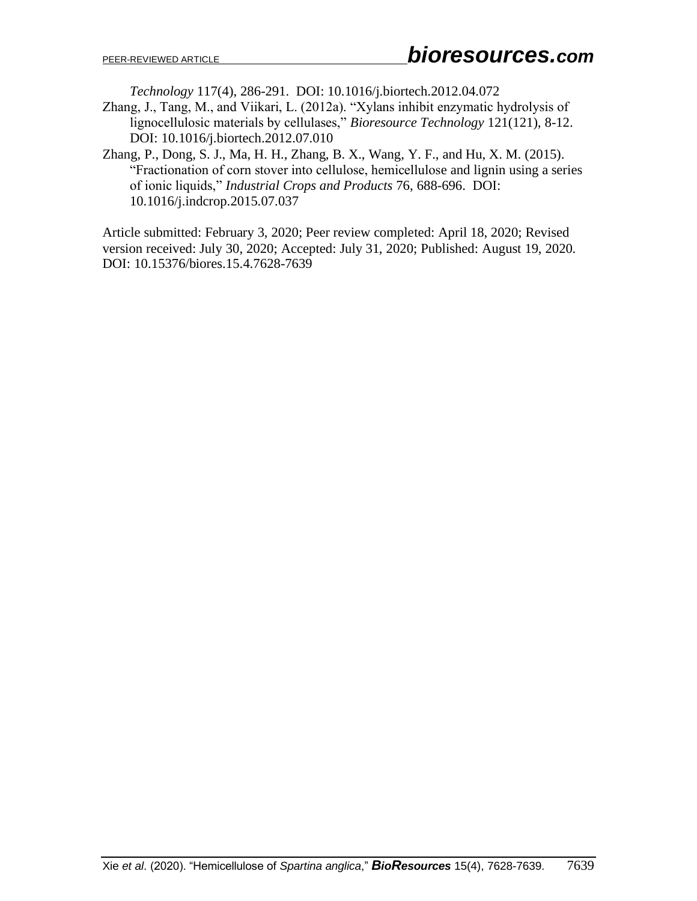*Technology* 117(4), 286-291. DOI: 10.1016/j.biortech.2012.04.072

Zhang, J., Tang, M., and Viikari, L. (2012a). "Xylans inhibit enzymatic hydrolysis of lignocellulosic materials by cellulases," *Bioresource Technology* 121(121), 8-12. DOI: 10.1016/j.biortech.2012.07.010

Zhang, P., Dong, S. J., Ma, H. H., Zhang, B. X., Wang, Y. F., and Hu, X. M. (2015). "Fractionation of corn stover into cellulose, hemicellulose and lignin using a series of ionic liquids," *Industrial Crops and Products* 76, 688-696. DOI: 10.1016/j.indcrop.2015.07.037

Article submitted: February 3, 2020; Peer review completed: April 18, 2020; Revised version received: July 30, 2020; Accepted: July 31, 2020; Published: August 19, 2020. DOI: 10.15376/biores.15.4.7628-7639